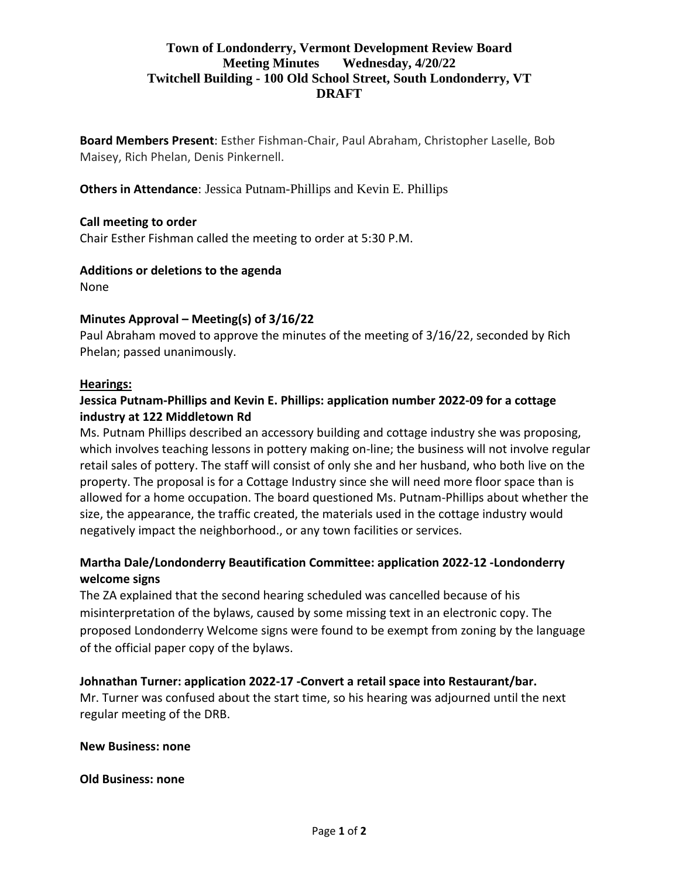# Town of Londonderry, Vermont Development Review Board
## Meeting Minutes Wednesday, 4/20/22
## Twitchell Building - 100 Old School Street, South Londonderry, VT
## DRAFT

**Board Members Present**: Esther Fishman-Chair, Paul Abraham, Christopher Laselle, Bob Maisey, Rich Phelan, Denis Pinkernell.

**Others in Attendance**: Jessica Putnam-Phillips and Kevin E. Phillips

**Call meeting to order**

Chair Esther Fishman called the meeting to order at 5:30 P.M.

**Additions or deletions to the agenda**

None

**Minutes Approval – Meeting(s) of 3/16/22**

Paul Abraham moved to approve the minutes of the meeting of 3/16/22, seconded by Rich Phelan; passed unanimously.

**Hearings:**

**Jessica Putnam-Phillips and Kevin E. Phillips: application number 2022-09 for a cottage industry at 122 Middletown Rd**

Ms. Putnam Phillips described an accessory building and cottage industry she was proposing, which involves teaching lessons in pottery making on-line; the business will not involve regular retail sales of pottery. The staff will consist of only she and her husband, who both live on the property. The proposal is for a Cottage Industry since she will need more floor space than is allowed for a home occupation. The board questioned Ms. Putnam-Phillips about whether the size, the appearance, the traffic created, the materials used in the cottage industry would negatively impact the neighborhood., or any town facilities or services.

**Martha Dale/Londonderry Beautification Committee: application 2022-12 -Londonderry welcome signs**

The ZA explained that the second hearing scheduled was cancelled because of his misinterpretation of the bylaws, caused by some missing text in an electronic copy. The proposed Londonderry Welcome signs were found to be exempt from zoning by the language of the official paper copy of the bylaws.

**Johnathan Turner: application 2022-17 -Convert a retail space into Restaurant/bar.**

Mr. Turner was confused about the start time, so his hearing was adjourned until the next regular meeting of the DRB.

**New Business: none**

**Old Business: none**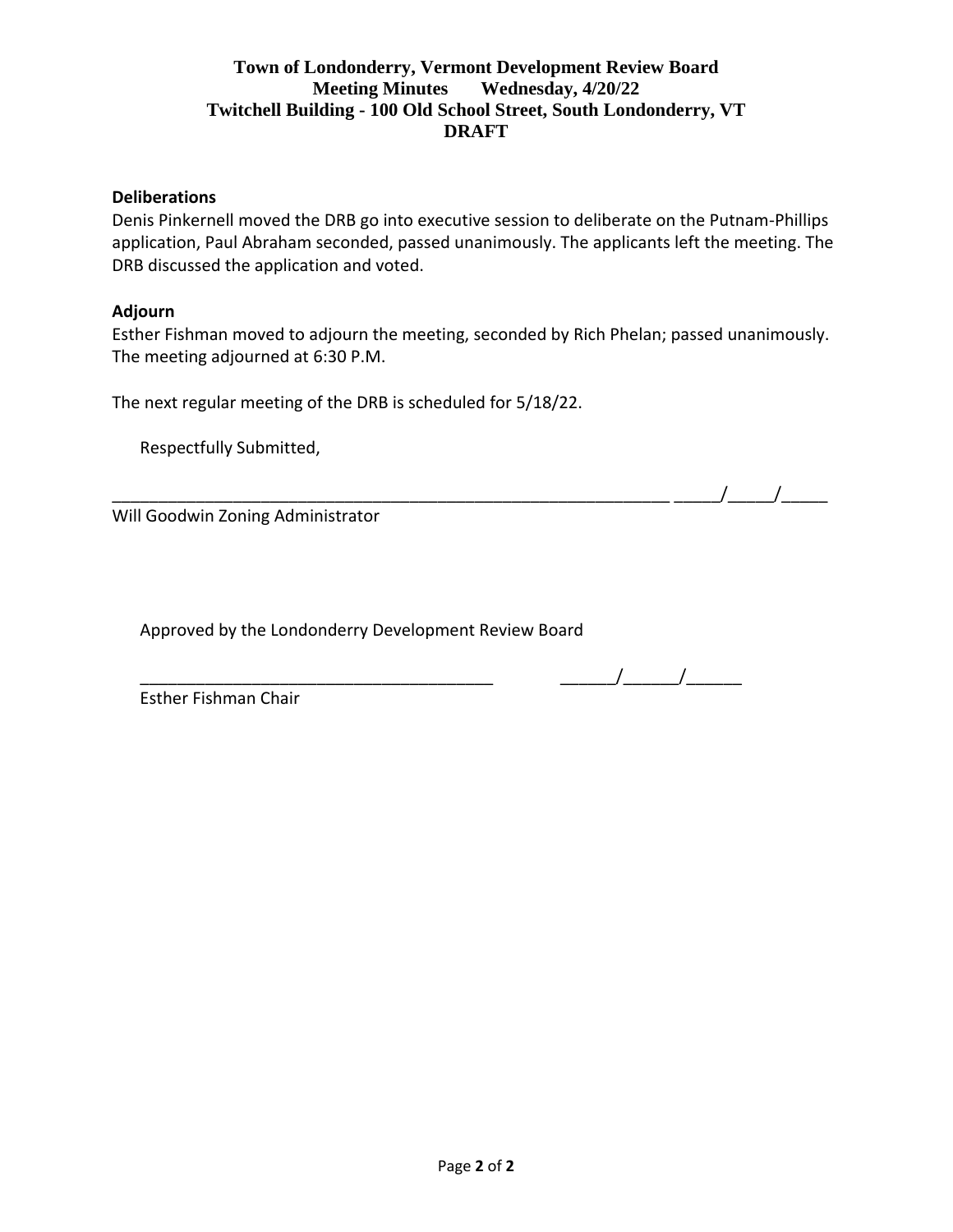**Town of Londonderry, Vermont Development Review Board**
**Meeting Minutes Wednesday, 4/20/22**
**Twitchell Building - 100 Old School Street, South Londonderry, VT**
**DRAFT**

**Deliberations**

Denis Pinkernell moved the DRB go into executive session to deliberate on the Putnam-Phillips application, Paul Abraham seconded, passed unanimously. The applicants left the meeting. The DRB discussed the application and voted.

**Adjourn**

Esther Fishman moved to adjourn the meeting, seconded by Rich Phelan; passed unanimously. The meeting adjourned at 6:30 P.M.

The next regular meeting of the DRB is scheduled for 5/18/22.

Respectfully Submitted,

_____________________________________________________________ _____/_____/_____

Will Goodwin Zoning Administrator

Approved by the Londonderry Development Review Board

______________________________________ ______/______/______

Esther Fishman Chair